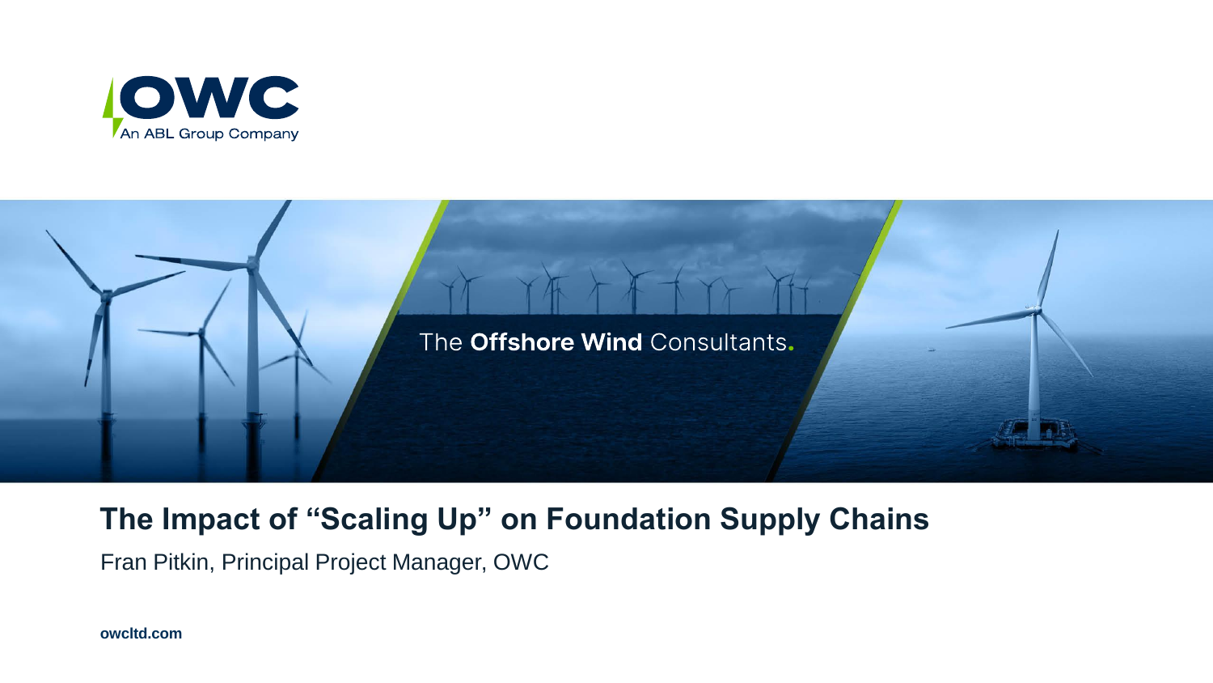OWC

An ABL Group Company

The **Offshore Wind** Consultants.

# The Impact of "Scaling Up" on Foundation Supply Chains

Fran Pitkin, Principal Project Manager, OWC

**owcltd.com**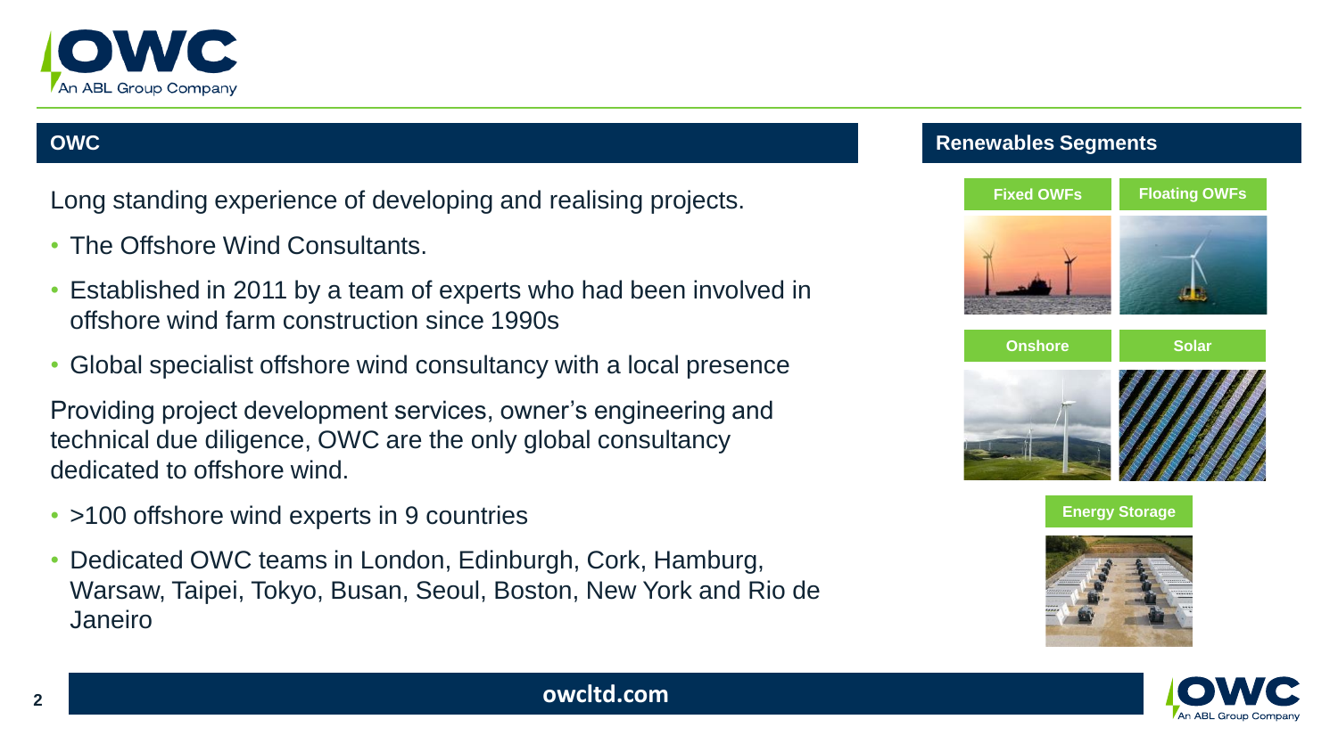## OWC

Long standing experience of developing and realising projects.

- The Offshore Wind Consultants.
- Established in 2011 by a team of experts who had been involved in offshore wind farm construction since 1990s
- Global specialist offshore wind consultancy with a local presence

Providing project development services, owner's engineering and technical due diligence, OWC are the only global consultancy dedicated to offshore wind.

- >100 offshore wind experts in 9 countries
- Dedicated OWC teams in London, Edinburgh, Cork, Hamburg, Warsaw, Taipei, Tokyo, Busan, Seoul, Boston, New York and Rio de Janeiro

## Renewables Segments

- Fixed OWFs
- Floating OWFs
- Onshore
- Solar
- Energy Storage

owcltd.com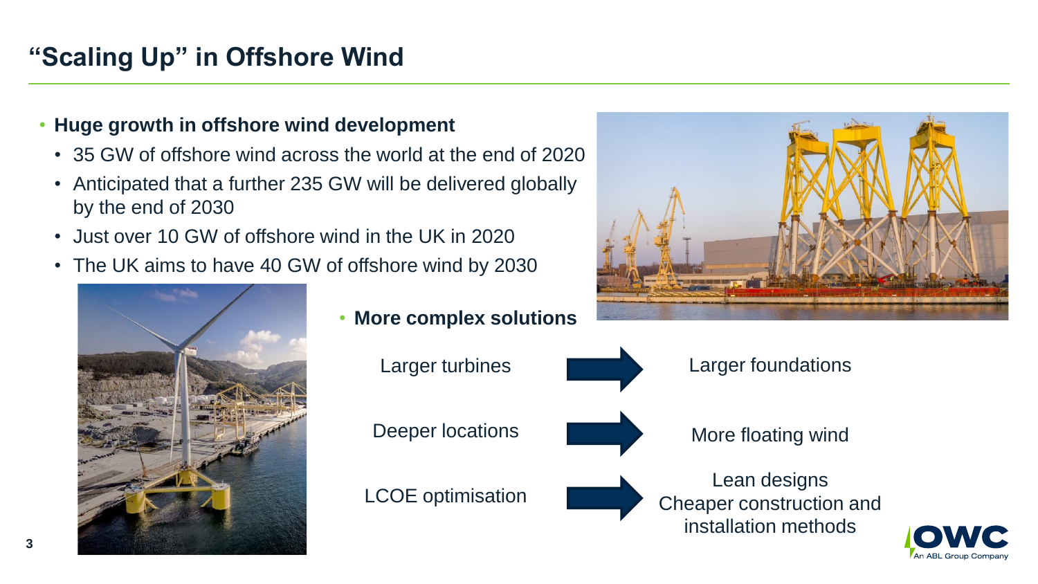# "Scaling Up" in Offshore Wind

- **Huge growth in offshore wind development**
  - 35 GW of offshore wind across the world at the end of 2020
  - Anticipated that a further 235 GW will be delivered globally by the end of 2030
  - Just over 10 GW of offshore wind in the UK in 2020
  - The UK aims to have 40 GW of offshore wind by 2030

- **More complex solutions**

| | | |
|---|---|---|
| Larger turbines | → | Larger foundations |
| Deeper locations | → | More floating wind |
| LCOE optimisation | → | Lean designs<br>Cheaper construction and installation methods |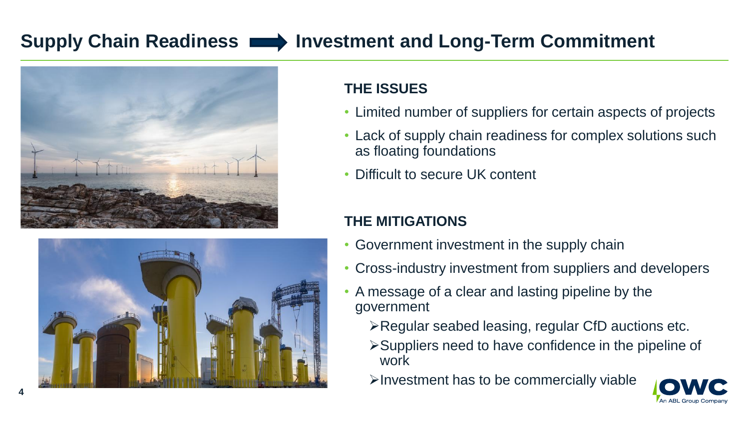# Supply Chain Readiness → Investment and Long-Term Commitment

### THE ISSUES

- Limited number of suppliers for certain aspects of projects
- Lack of supply chain readiness for complex solutions such as floating foundations
- Difficult to secure UK content

### THE MITIGATIONS

- Government investment in the supply chain
- Cross-industry investment from suppliers and developers
- A message of a clear and lasting pipeline by the government
  - Regular seabed leasing, regular CfD auctions etc.
  - Suppliers need to have confidence in the pipeline of work
  - Investment has to be commercially viable

OWC
An ABL Group Company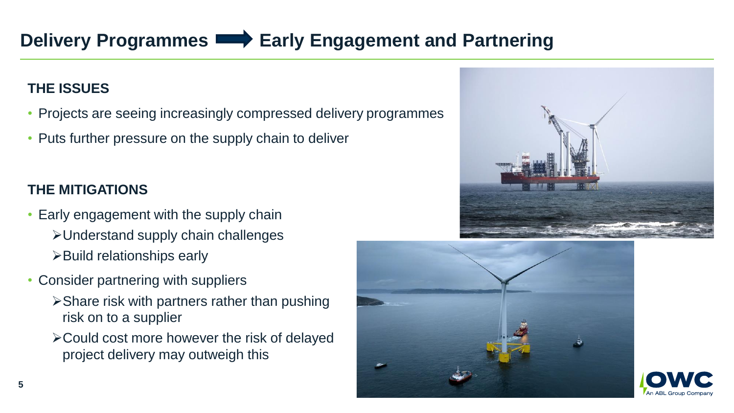# Delivery Programmes ➡ Early Engagement and Partnering

### THE ISSUES

- Projects are seeing increasingly compressed delivery programmes
- Puts further pressure on the supply chain to deliver

### THE MITIGATIONS

- Early engagement with the supply chain
  - Understand supply chain challenges
  - Build relationships early
- Consider partnering with suppliers
  - Share risk with partners rather than pushing risk on to a supplier
  - Could cost more however the risk of delayed project delivery may outweigh this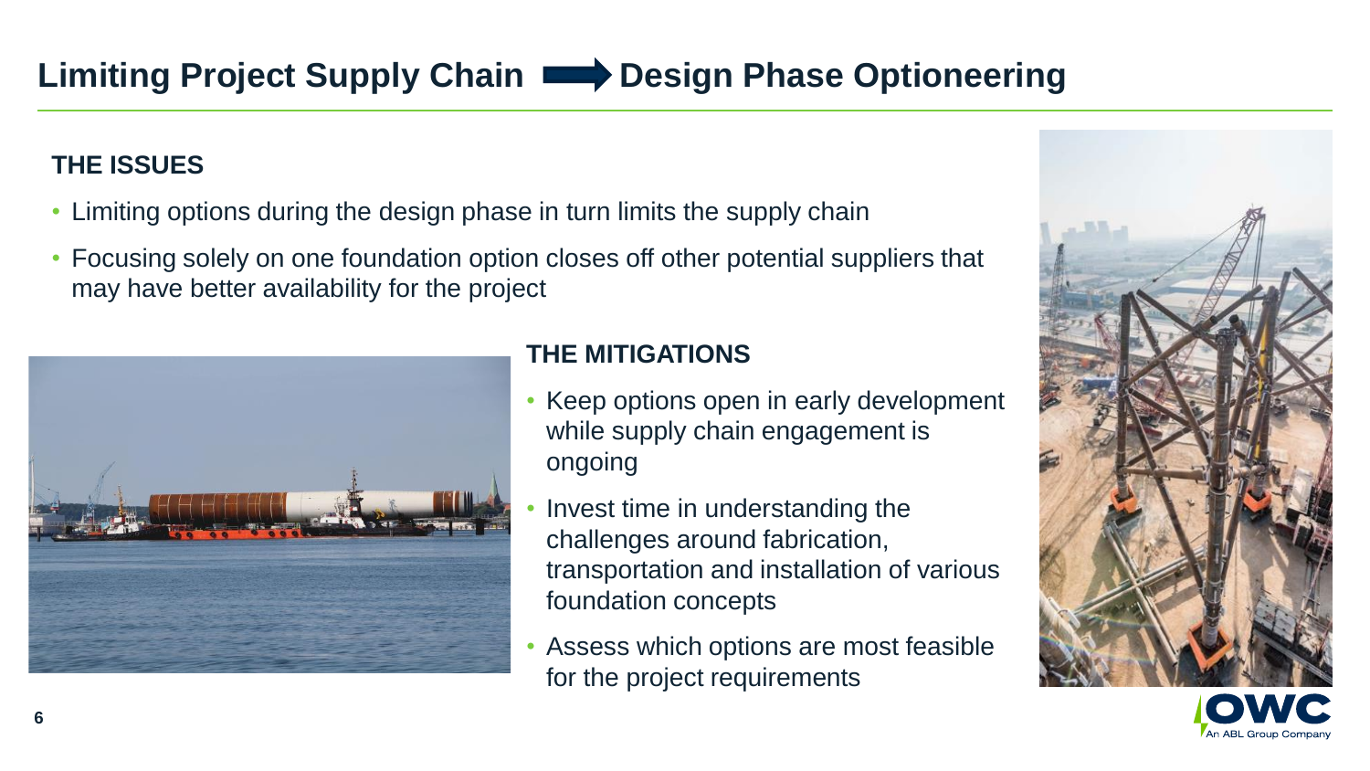# Limiting Project Supply Chain → Design Phase Optioneering

## THE ISSUES

- Limiting options during the design phase in turn limits the supply chain
- Focusing solely on one foundation option closes off other potential suppliers that may have better availability for the project

## THE MITIGATIONS

- Keep options open in early development while supply chain engagement is ongoing
- Invest time in understanding the challenges around fabrication, transportation and installation of various foundation concepts
- Assess which options are most feasible for the project requirements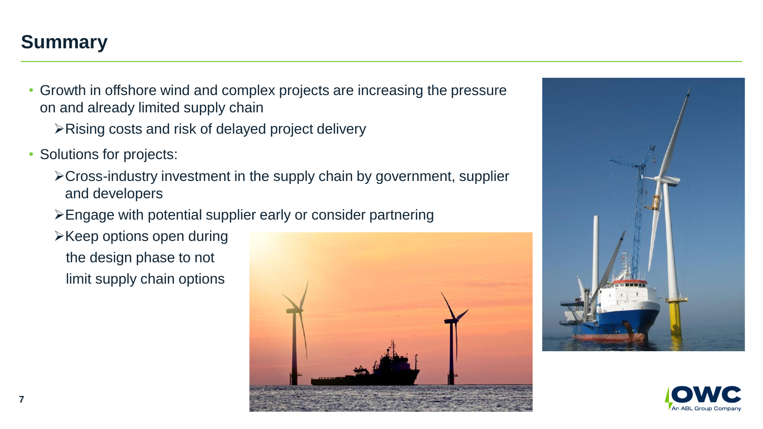# Summary

- Growth in offshore wind and complex projects are increasing the pressure on and already limited supply chain
  - Rising costs and risk of delayed project delivery
- Solutions for projects:
  - Cross-industry investment in the supply chain by government, supplier and developers
  - Engage with potential supplier early or consider partnering
  - Keep options open during the design phase to not limit supply chain options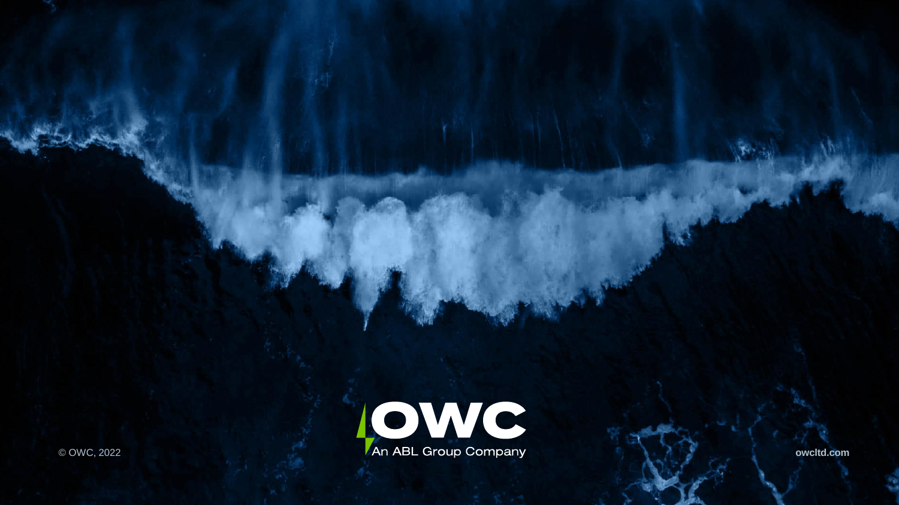© OWC, 2022

OWC

An ABL Group Company

owcltd.com